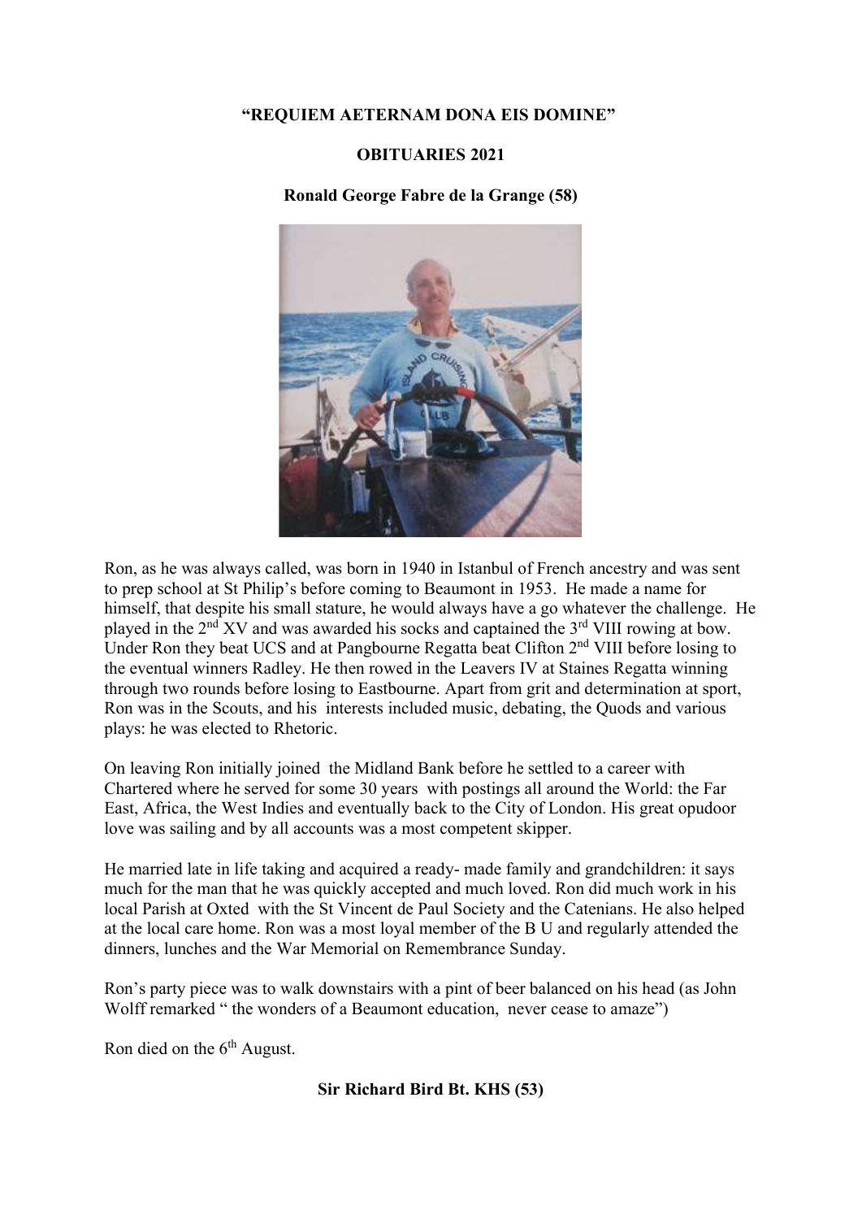**"REQUIEM AETERNAM DONA EIS DOMINE"**

**OBITUARIES 2021**

**Ronald George Fabre de la Grange (58)**

Ron, as he was always called, was born in 1940 in Istanbul of French ancestry and was sent to prep school at St Philip's before coming to Beaumont in 1953. He made a name for himself, that despite his small stature, he would always have a go whatever the challenge. He played in the 2nd XV and was awarded his socks and captained the 3rd VIII rowing at bow. Under Ron they beat UCS and at Pangbourne Regatta beat Clifton 2nd VIII before losing to the eventual winners Radley. He then rowed in the Leavers IV at Staines Regatta winning through two rounds before losing to Eastbourne. Apart from grit and determination at sport, Ron was in the Scouts, and his interests included music, debating, the Quods and various plays: he was elected to Rhetoric.

On leaving Ron initially joined the Midland Bank before he settled to a career with Chartered where he served for some 30 years with postings all around the World: the Far East, Africa, the West Indies and eventually back to the City of London. His great opudoor love was sailing and by all accounts was a most competent skipper.

He married late in life taking and acquired a ready- made family and grandchildren: it says much for the man that he was quickly accepted and much loved. Ron did much work in his local Parish at Oxted with the St Vincent de Paul Society and the Catenians. He also helped at the local care home. Ron was a most loyal member of the B U and regularly attended the dinners, lunches and the War Memorial on Remembrance Sunday.

Ron's party piece was to walk downstairs with a pint of beer balanced on his head (as John Wolff remarked " the wonders of a Beaumont education, never cease to amaze")

Ron died on the 6th August.

**Sir Richard Bird Bt. KHS (53)**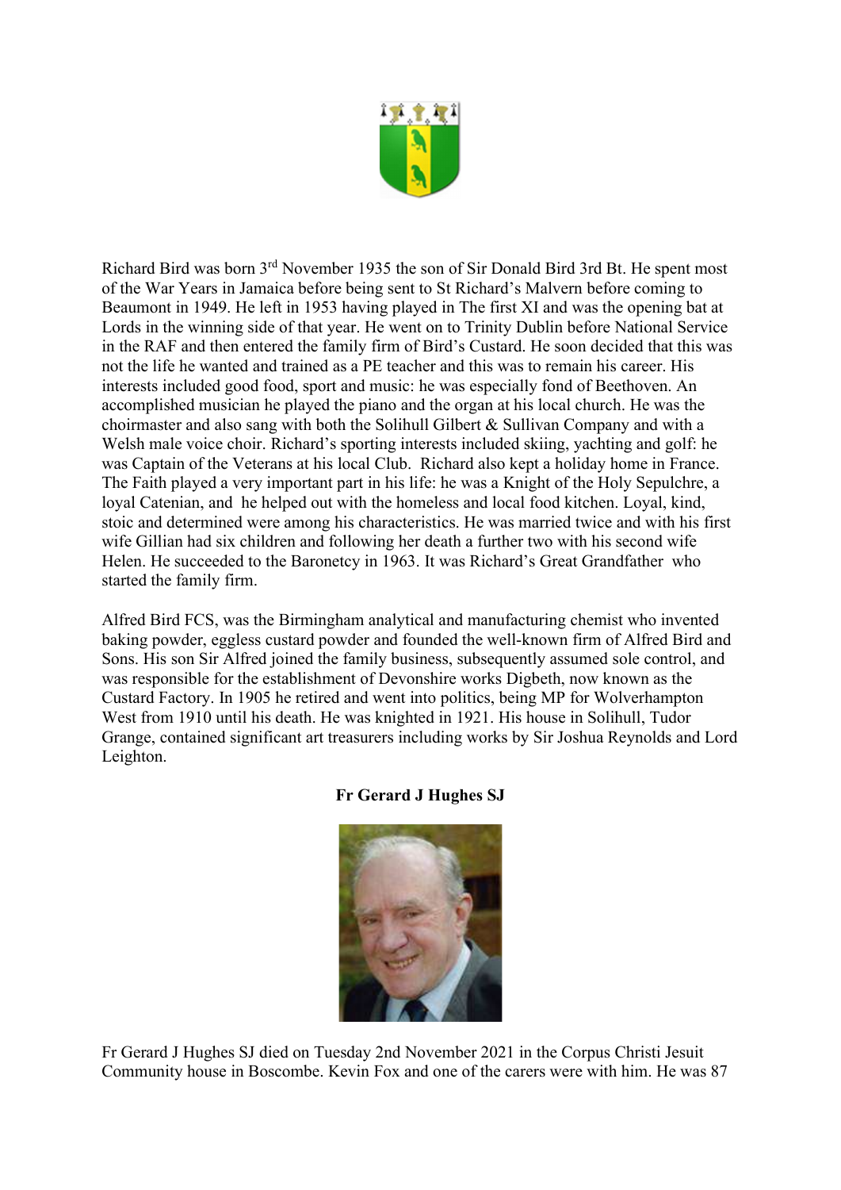Richard Bird was born 3rd November 1935 the son of Sir Donald Bird 3rd Bt. He spent most of the War Years in Jamaica before being sent to St Richard's Malvern before coming to Beaumont in 1949. He left in 1953 having played in The first XI and was the opening bat at Lords in the winning side of that year. He went on to Trinity Dublin before National Service in the RAF and then entered the family firm of Bird's Custard. He soon decided that this was not the life he wanted and trained as a PE teacher and this was to remain his career. His interests included good food, sport and music: he was especially fond of Beethoven. An accomplished musician he played the piano and the organ at his local church. He was the choirmaster and also sang with both the Solihull Gilbert & Sullivan Company and with a Welsh male voice choir. Richard's sporting interests included skiing, yachting and golf: he was Captain of the Veterans at his local Club. Richard also kept a holiday home in France. The Faith played a very important part in his life: he was a Knight of the Holy Sepulchre, a loyal Catenian, and he helped out with the homeless and local food kitchen. Loyal, kind, stoic and determined were among his characteristics. He was married twice and with his first wife Gillian had six children and following her death a further two with his second wife Helen. He succeeded to the Baronetcy in 1963. It was Richard's Great Grandfather who started the family firm.

Alfred Bird FCS, was the Birmingham analytical and manufacturing chemist who invented baking powder, eggless custard powder and founded the well-known firm of Alfred Bird and Sons. His son Sir Alfred joined the family business, subsequently assumed sole control, and was responsible for the establishment of Devonshire works Digbeth, now known as the Custard Factory. In 1905 he retired and went into politics, being MP for Wolverhampton West from 1910 until his death. He was knighted in 1921. His house in Solihull, Tudor Grange, contained significant art treasurers including works by Sir Joshua Reynolds and Lord Leighton.

**Fr Gerard J Hughes SJ**

Fr Gerard J Hughes SJ died on Tuesday 2nd November 2021 in the Corpus Christi Jesuit Community house in Boscombe. Kevin Fox and one of the carers were with him. He was 87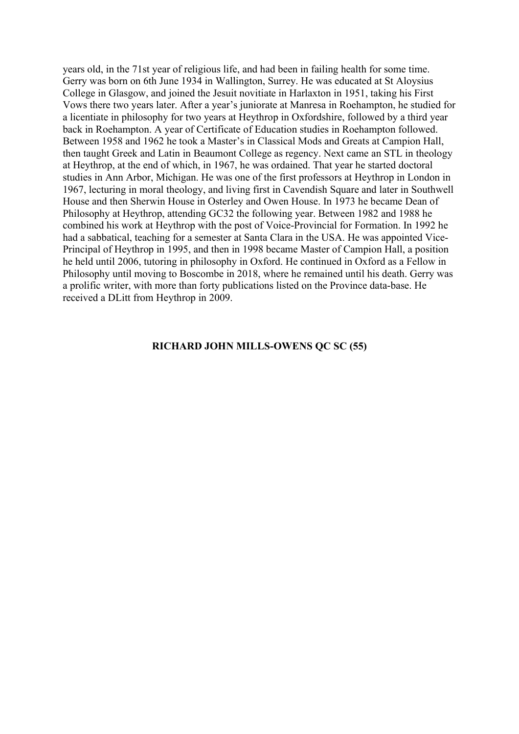years old, in the 71st year of religious life, and had been in failing health for some time. Gerry was born on 6th June 1934 in Wallington, Surrey. He was educated at St Aloysius College in Glasgow, and joined the Jesuit novitiate in Harlaxton in 1951, taking his First Vows there two years later. After a year's juniorate at Manresa in Roehampton, he studied for a licentiate in philosophy for two years at Heythrop in Oxfordshire, followed by a third year back in Roehampton. A year of Certificate of Education studies in Roehampton followed. Between 1958 and 1962 he took a Master's in Classical Mods and Greats at Campion Hall, then taught Greek and Latin in Beaumont College as regency. Next came an STL in theology at Heythrop, at the end of which, in 1967, he was ordained. That year he started doctoral studies in Ann Arbor, Michigan. He was one of the first professors at Heythrop in London in 1967, lecturing in moral theology, and living first in Cavendish Square and later in Southwell House and then Sherwin House in Osterley and Owen House. In 1973 he became Dean of Philosophy at Heythrop, attending GC32 the following year. Between 1982 and 1988 he combined his work at Heythrop with the post of Voice-Provincial for Formation. In 1992 he had a sabbatical, teaching for a semester at Santa Clara in the USA. He was appointed Vice-Principal of Heythrop in 1995, and then in 1998 became Master of Campion Hall, a position he held until 2006, tutoring in philosophy in Oxford. He continued in Oxford as a Fellow in Philosophy until moving to Boscombe in 2018, where he remained until his death. Gerry was a prolific writer, with more than forty publications listed on the Province data-base. He received a DLitt from Heythrop in 2009.

## RICHARD JOHN MILLS-OWENS QC SC (55)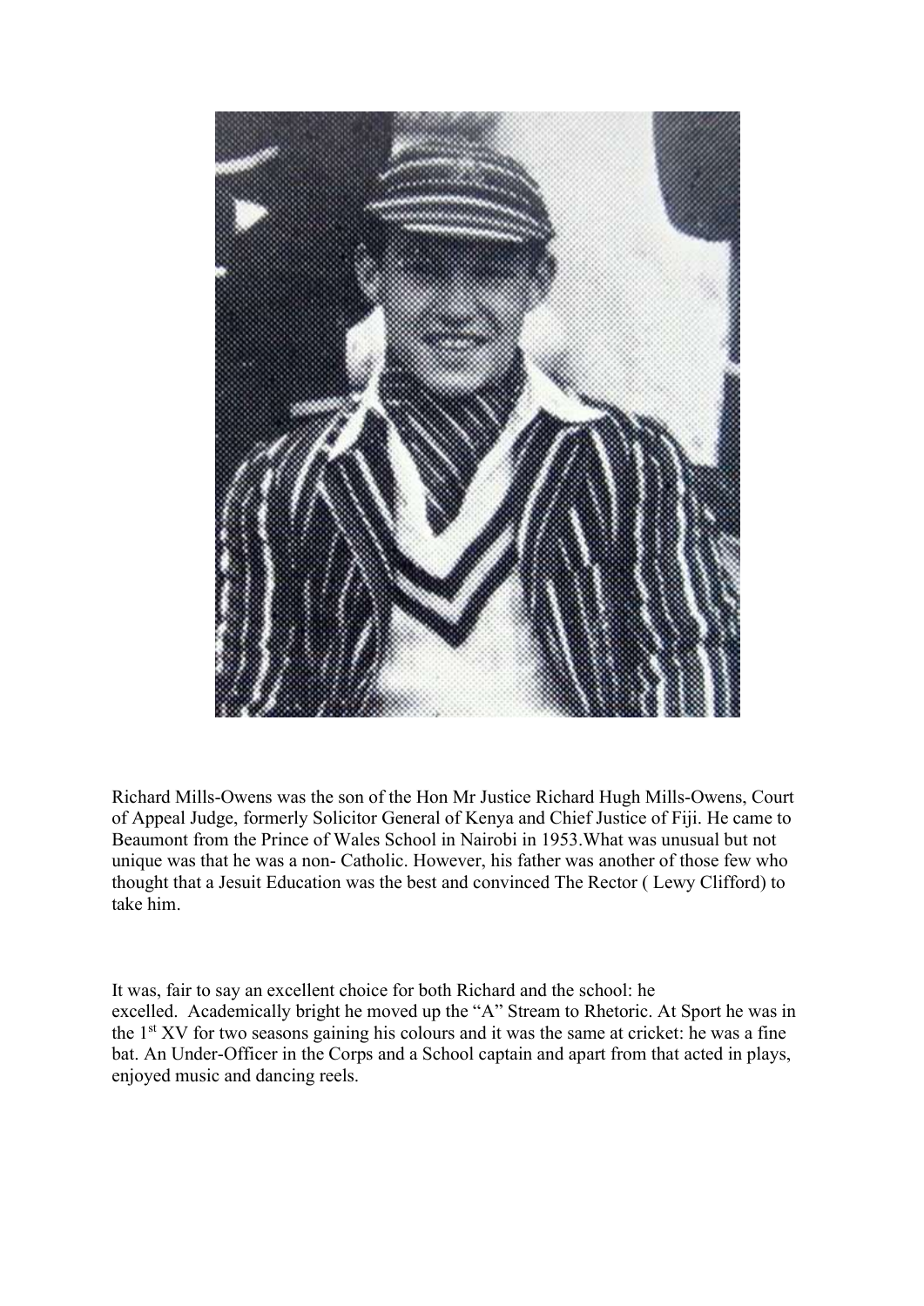Richard Mills-Owens was the son of the Hon Mr Justice Richard Hugh Mills-Owens, Court of Appeal Judge, formerly Solicitor General of Kenya and Chief Justice of Fiji. He came to Beaumont from the Prince of Wales School in Nairobi in 1953.What was unusual but not unique was that he was a non- Catholic. However, his father was another of those few who thought that a Jesuit Education was the best and convinced The Rector ( Lewy Clifford) to take him.

It was, fair to say an excellent choice for both Richard and the school: he excelled. Academically bright he moved up the "A" Stream to Rhetoric. At Sport he was in the 1st XV for two seasons gaining his colours and it was the same at cricket: he was a fine bat. An Under-Officer in the Corps and a School captain and apart from that acted in plays, enjoyed music and dancing reels.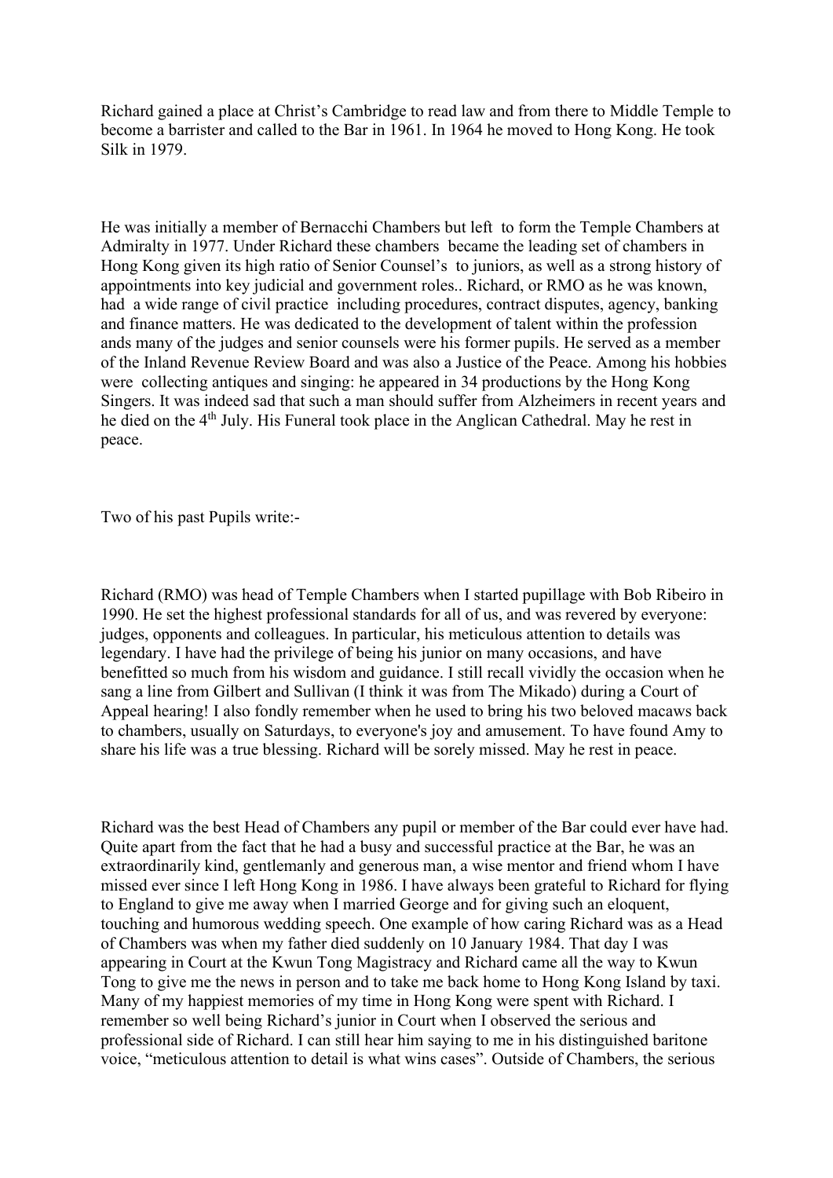Richard gained a place at Christ's Cambridge to read law and from there to Middle Temple to become a barrister and called to the Bar in 1961. In 1964 he moved to Hong Kong. He took Silk in 1979.

He was initially a member of Bernacchi Chambers but left to form the Temple Chambers at Admiralty in 1977. Under Richard these chambers became the leading set of chambers in Hong Kong given its high ratio of Senior Counsel's to juniors, as well as a strong history of appointments into key judicial and government roles.. Richard, or RMO as he was known, had a wide range of civil practice including procedures, contract disputes, agency, banking and finance matters. He was dedicated to the development of talent within the profession ands many of the judges and senior counsels were his former pupils. He served as a member of the Inland Revenue Review Board and was also a Justice of the Peace. Among his hobbies were collecting antiques and singing: he appeared in 34 productions by the Hong Kong Singers. It was indeed sad that such a man should suffer from Alzheimers in recent years and he died on the 4th July. His Funeral took place in the Anglican Cathedral. May he rest in peace.

Two of his past Pupils write:-

Richard (RMO) was head of Temple Chambers when I started pupillage with Bob Ribeiro in 1990. He set the highest professional standards for all of us, and was revered by everyone: judges, opponents and colleagues. In particular, his meticulous attention to details was legendary. I have had the privilege of being his junior on many occasions, and have benefitted so much from his wisdom and guidance. I still recall vividly the occasion when he sang a line from Gilbert and Sullivan (I think it was from The Mikado) during a Court of Appeal hearing! I also fondly remember when he used to bring his two beloved macaws back to chambers, usually on Saturdays, to everyone's joy and amusement. To have found Amy to share his life was a true blessing. Richard will be sorely missed. May he rest in peace.

Richard was the best Head of Chambers any pupil or member of the Bar could ever have had. Quite apart from the fact that he had a busy and successful practice at the Bar, he was an extraordinarily kind, gentlemanly and generous man, a wise mentor and friend whom I have missed ever since I left Hong Kong in 1986. I have always been grateful to Richard for flying to England to give me away when I married George and for giving such an eloquent, touching and humorous wedding speech. One example of how caring Richard was as a Head of Chambers was when my father died suddenly on 10 January 1984. That day I was appearing in Court at the Kwun Tong Magistracy and Richard came all the way to Kwun Tong to give me the news in person and to take me back home to Hong Kong Island by taxi. Many of my happiest memories of my time in Hong Kong were spent with Richard. I remember so well being Richard's junior in Court when I observed the serious and professional side of Richard. I can still hear him saying to me in his distinguished baritone voice, "meticulous attention to detail is what wins cases". Outside of Chambers, the serious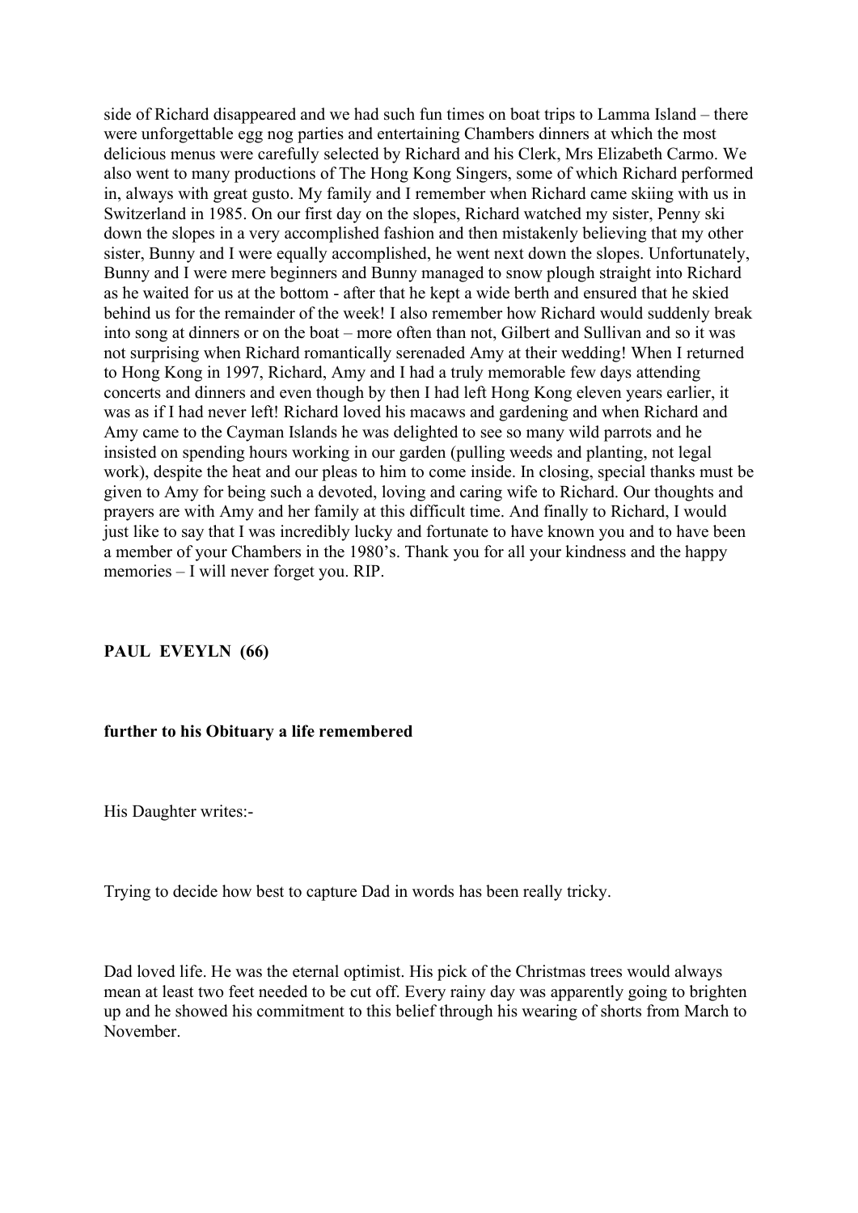side of Richard disappeared and we had such fun times on boat trips to Lamma Island – there were unforgettable egg nog parties and entertaining Chambers dinners at which the most delicious menus were carefully selected by Richard and his Clerk, Mrs Elizabeth Carmo. We also went to many productions of The Hong Kong Singers, some of which Richard performed in, always with great gusto. My family and I remember when Richard came skiing with us in Switzerland in 1985. On our first day on the slopes, Richard watched my sister, Penny ski down the slopes in a very accomplished fashion and then mistakenly believing that my other sister, Bunny and I were equally accomplished, he went next down the slopes. Unfortunately, Bunny and I were mere beginners and Bunny managed to snow plough straight into Richard as he waited for us at the bottom - after that he kept a wide berth and ensured that he skied behind us for the remainder of the week! I also remember how Richard would suddenly break into song at dinners or on the boat – more often than not, Gilbert and Sullivan and so it was not surprising when Richard romantically serenaded Amy at their wedding! When I returned to Hong Kong in 1997, Richard, Amy and I had a truly memorable few days attending concerts and dinners and even though by then I had left Hong Kong eleven years earlier, it was as if I had never left! Richard loved his macaws and gardening and when Richard and Amy came to the Cayman Islands he was delighted to see so many wild parrots and he insisted on spending hours working in our garden (pulling weeds and planting, not legal work), despite the heat and our pleas to him to come inside. In closing, special thanks must be given to Amy for being such a devoted, loving and caring wife to Richard. Our thoughts and prayers are with Amy and her family at this difficult time. And finally to Richard, I would just like to say that I was incredibly lucky and fortunate to have known you and to have been a member of your Chambers in the 1980's. Thank you for all your kindness and the happy memories – I will never forget you. RIP.

**PAUL EVEYLN (66)**

**further to his Obituary a life remembered**

His Daughter writes:-

Trying to decide how best to capture Dad in words has been really tricky.

Dad loved life. He was the eternal optimist. His pick of the Christmas trees would always mean at least two feet needed to be cut off. Every rainy day was apparently going to brighten up and he showed his commitment to this belief through his wearing of shorts from March to November.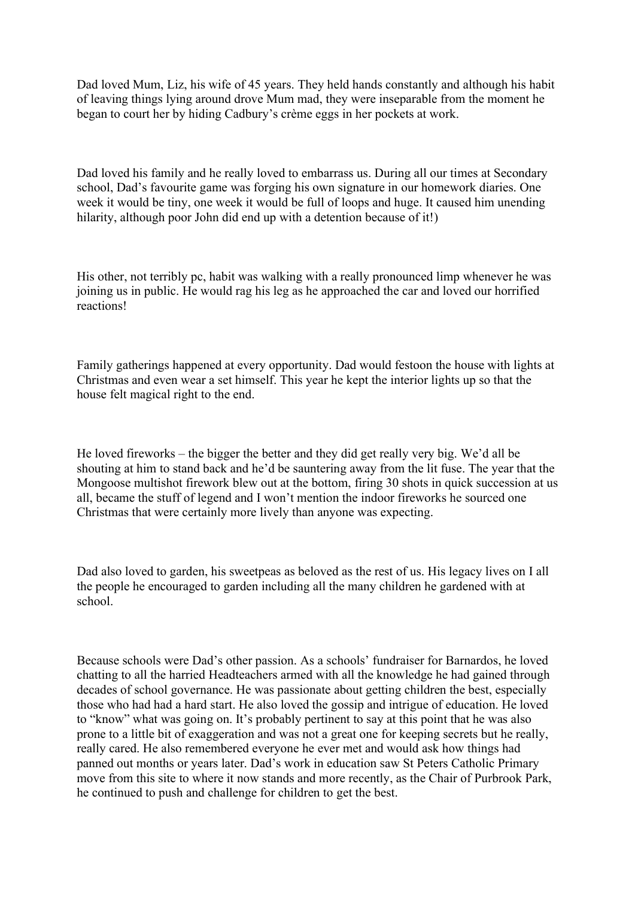Dad loved Mum, Liz, his wife of 45 years. They held hands constantly and although his habit of leaving things lying around drove Mum mad, they were inseparable from the moment he began to court her by hiding Cadbury's crème eggs in her pockets at work.

Dad loved his family and he really loved to embarrass us. During all our times at Secondary school, Dad's favourite game was forging his own signature in our homework diaries. One week it would be tiny, one week it would be full of loops and huge. It caused him unending hilarity, although poor John did end up with a detention because of it!)

His other, not terribly pc, habit was walking with a really pronounced limp whenever he was joining us in public. He would rag his leg as he approached the car and loved our horrified reactions!

Family gatherings happened at every opportunity. Dad would festoon the house with lights at Christmas and even wear a set himself. This year he kept the interior lights up so that the house felt magical right to the end.

He loved fireworks – the bigger the better and they did get really very big. We'd all be shouting at him to stand back and he'd be sauntering away from the lit fuse. The year that the Mongoose multishot firework blew out at the bottom, firing 30 shots in quick succession at us all, became the stuff of legend and I won't mention the indoor fireworks he sourced one Christmas that were certainly more lively than anyone was expecting.

Dad also loved to garden, his sweetpeas as beloved as the rest of us. His legacy lives on I all the people he encouraged to garden including all the many children he gardened with at school.

Because schools were Dad's other passion. As a schools' fundraiser for Barnardos, he loved chatting to all the harried Headteachers armed with all the knowledge he had gained through decades of school governance. He was passionate about getting children the best, especially those who had had a hard start. He also loved the gossip and intrigue of education. He loved to "know" what was going on. It's probably pertinent to say at this point that he was also prone to a little bit of exaggeration and was not a great one for keeping secrets but he really, really cared. He also remembered everyone he ever met and would ask how things had panned out months or years later. Dad's work in education saw St Peters Catholic Primary move from this site to where it now stands and more recently, as the Chair of Purbrook Park, he continued to push and challenge for children to get the best.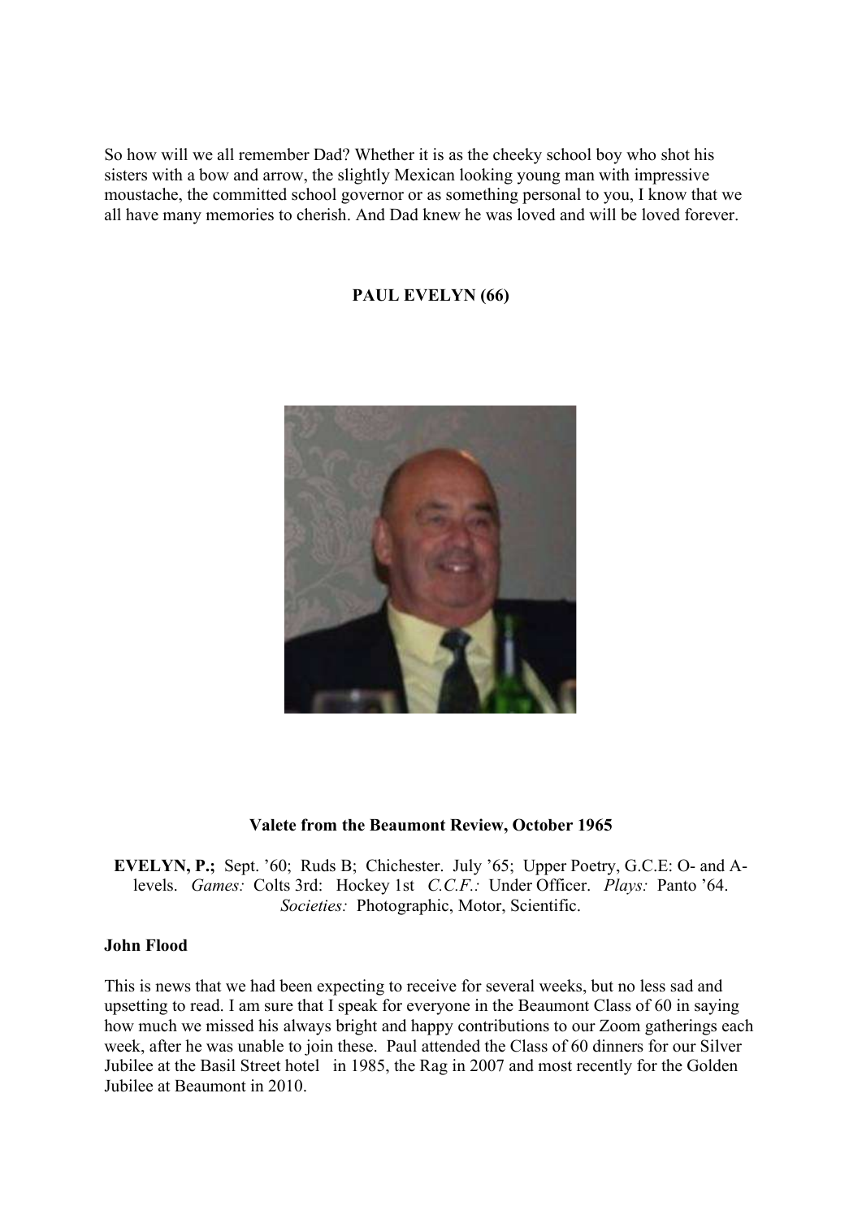So how will we all remember Dad? Whether it is as the cheeky school boy who shot his sisters with a bow and arrow, the slightly Mexican looking young man with impressive moustache, the committed school governor or as something personal to you, I know that we all have many memories to cherish. And Dad knew he was loved and will be loved forever.

**PAUL EVELYN (66)**

**Valete from the Beaumont Review, October 1965**

**EVELYN, P.;** Sept. '60; Ruds B; Chichester. July '65; Upper Poetry, G.C.E: O- and A-levels. *Games:* Colts 3rd: Hockey 1st *C.C.F.:* Under Officer. *Plays:* Panto '64. *Societies:* Photographic, Motor, Scientific.

**John Flood**

This is news that we had been expecting to receive for several weeks, but no less sad and upsetting to read. I am sure that I speak for everyone in the Beaumont Class of 60 in saying how much we missed his always bright and happy contributions to our Zoom gatherings each week, after he was unable to join these. Paul attended the Class of 60 dinners for our Silver Jubilee at the Basil Street hotel in 1985, the Rag in 2007 and most recently for the Golden Jubilee at Beaumont in 2010.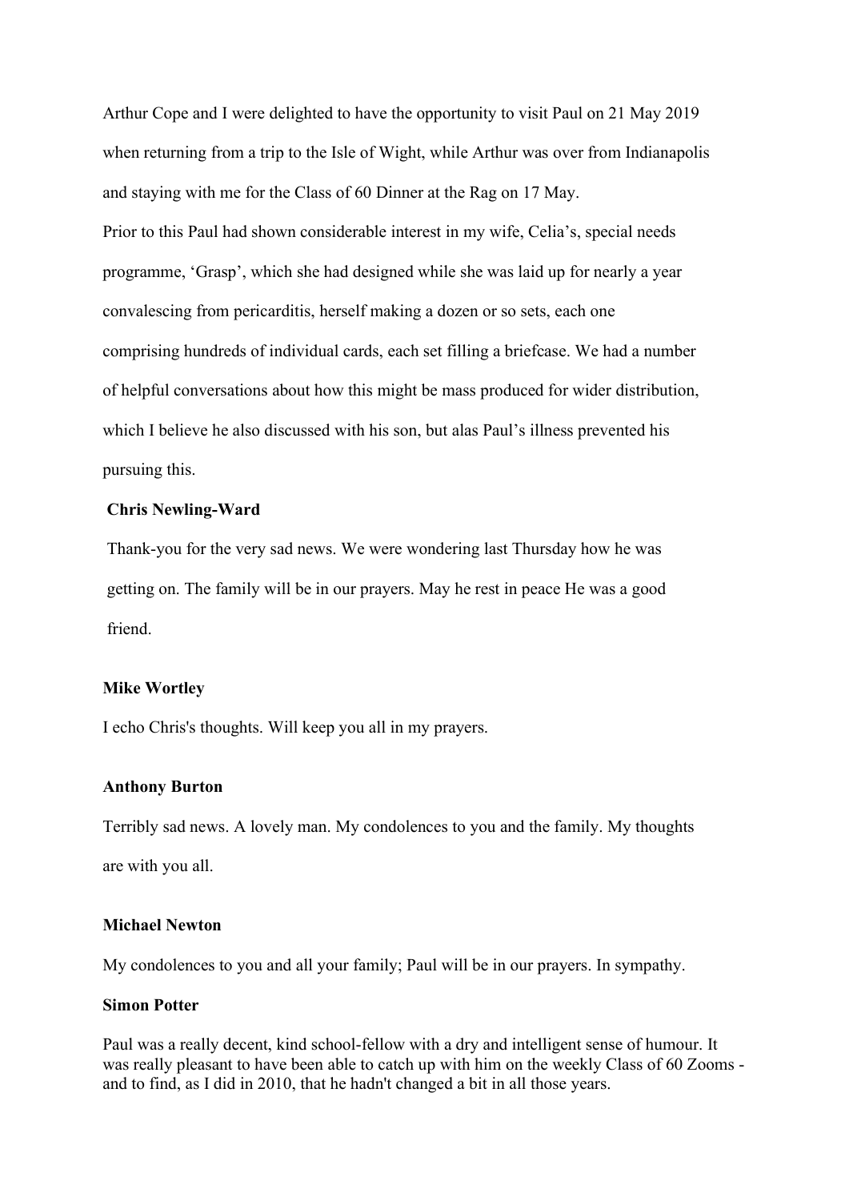Arthur Cope and I were delighted to have the opportunity to visit Paul on 21 May 2019 when returning from a trip to the Isle of Wight, while Arthur was over from Indianapolis and staying with me for the Class of 60 Dinner at the Rag on 17 May.

Prior to this Paul had shown considerable interest in my wife, Celia's, special needs programme, 'Grasp', which she had designed while she was laid up for nearly a year convalescing from pericarditis, herself making a dozen or so sets, each one comprising hundreds of individual cards, each set filling a briefcase. We had a number of helpful conversations about how this might be mass produced for wider distribution, which I believe he also discussed with his son, but alas Paul's illness prevented his pursuing this.

**Chris Newling-Ward**

Thank-you for the very sad news. We were wondering last Thursday how he was getting on. The family will be in our prayers. May he rest in peace He was a good friend.

**Mike Wortley**

I echo Chris's thoughts. Will keep you all in my prayers.

**Anthony Burton**

Terribly sad news. A lovely man. My condolences to you and the family. My thoughts are with you all.

**Michael Newton**

My condolences to you and all your family; Paul will be in our prayers. In sympathy.

**Simon Potter**

Paul was a really decent, kind school-fellow with a dry and intelligent sense of humour. It was really pleasant to have been able to catch up with him on the weekly Class of 60 Zooms - and to find, as I did in 2010, that he hadn't changed a bit in all those years.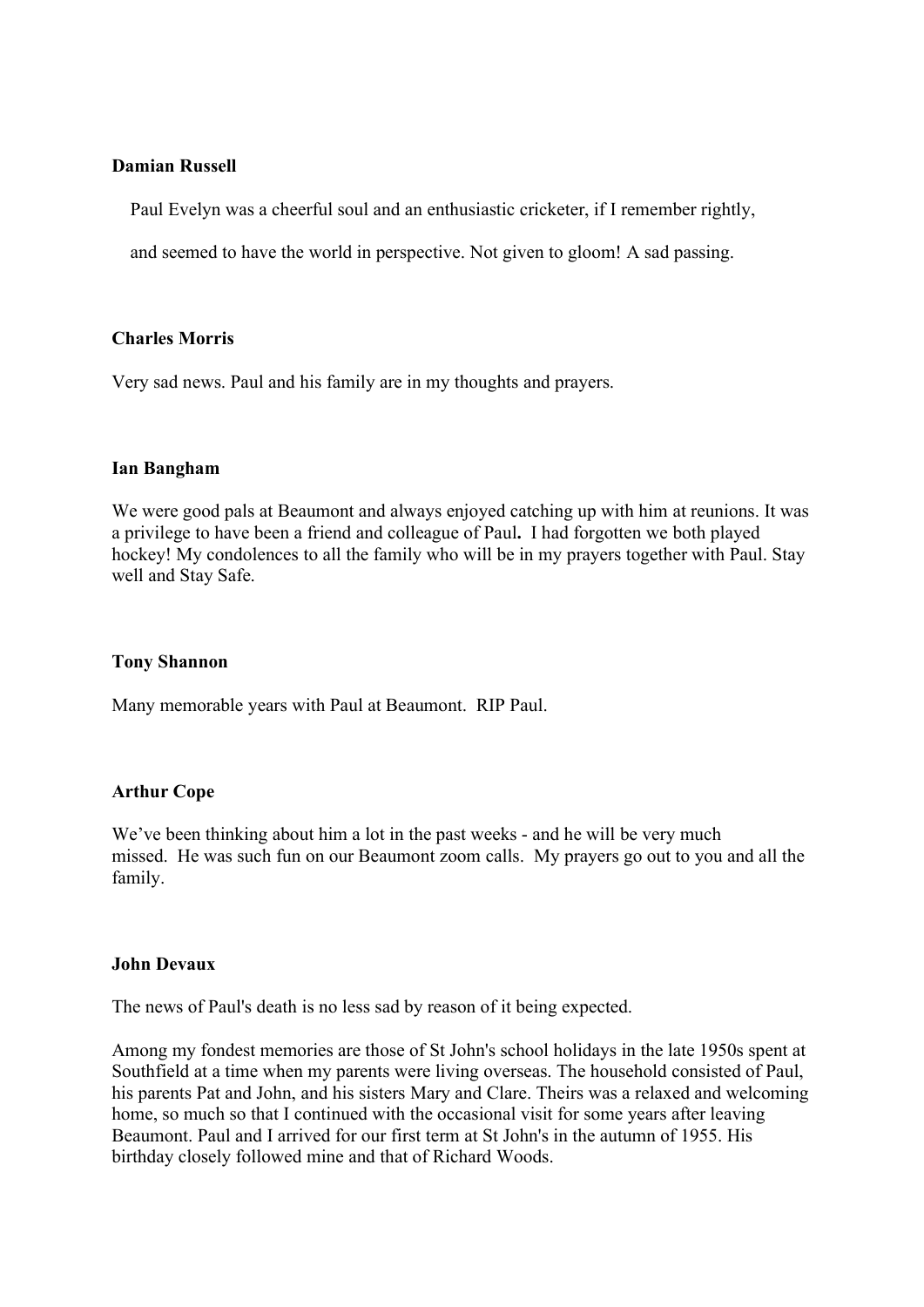**Damian Russell**

Paul Evelyn was a cheerful soul and an enthusiastic cricketer, if I remember rightly, and seemed to have the world in perspective. Not given to gloom! A sad passing.

**Charles Morris**

Very sad news. Paul and his family are in my thoughts and prayers.

**Ian Bangham**

We were good pals at Beaumont and always enjoyed catching up with him at reunions. It was a privilege to have been a friend and colleague of Paul**.** I had forgotten we both played hockey! My condolences to all the family who will be in my prayers together with Paul. Stay well and Stay Safe.

**Tony Shannon**

Many memorable years with Paul at Beaumont. RIP Paul.

**Arthur Cope**

We've been thinking about him a lot in the past weeks - and he will be very much missed. He was such fun on our Beaumont zoom calls. My prayers go out to you and all the family.

**John Devaux**

The news of Paul's death is no less sad by reason of it being expected.

Among my fondest memories are those of St John's school holidays in the late 1950s spent at Southfield at a time when my parents were living overseas. The household consisted of Paul, his parents Pat and John, and his sisters Mary and Clare. Theirs was a relaxed and welcoming home, so much so that I continued with the occasional visit for some years after leaving Beaumont. Paul and I arrived for our first term at St John's in the autumn of 1955. His birthday closely followed mine and that of Richard Woods.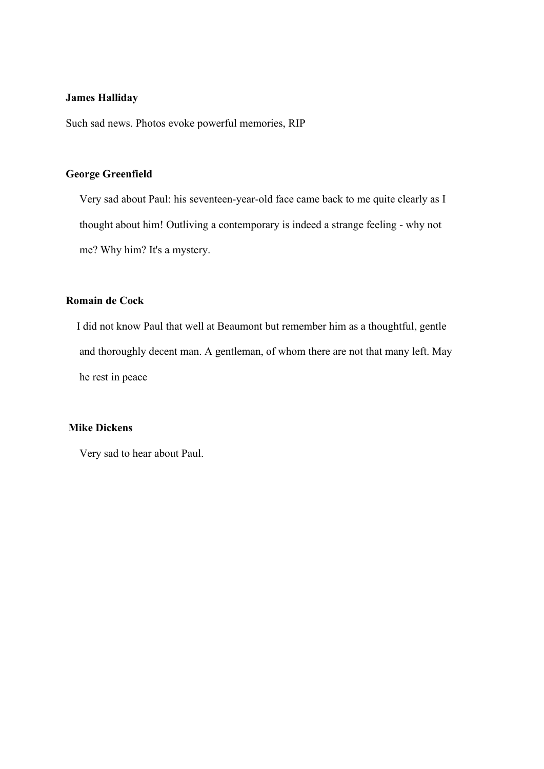**James Halliday**

Such sad news. Photos evoke powerful memories, RIP

**George Greenfield**

Very sad about Paul: his seventeen-year-old face came back to me quite clearly as I thought about him! Outliving a contemporary is indeed a strange feeling - why not me? Why him? It's a mystery.

**Romain de Cock**

I did not know Paul that well at Beaumont but remember him as a thoughtful, gentle and thoroughly decent man. A gentleman, of whom there are not that many left. May he rest in peace

**Mike Dickens**

Very sad to hear about Paul.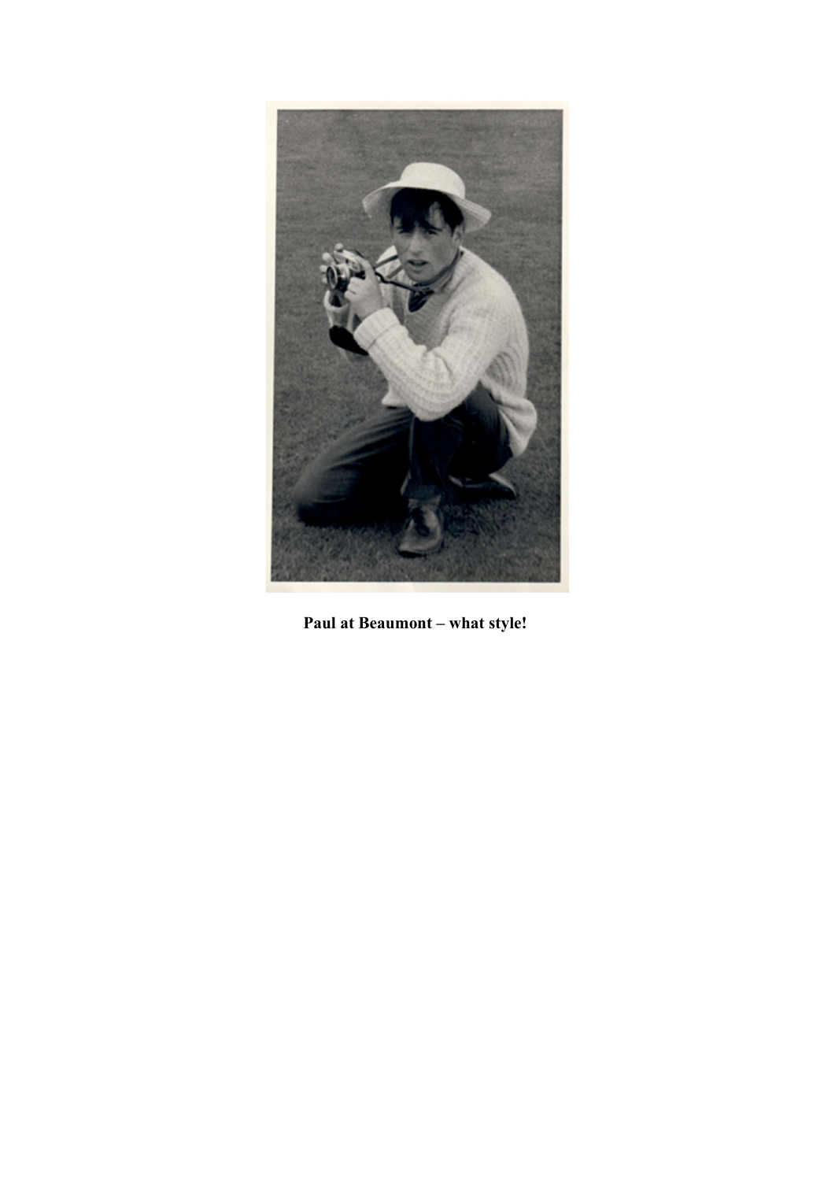**Paul at Beaumont – what style!**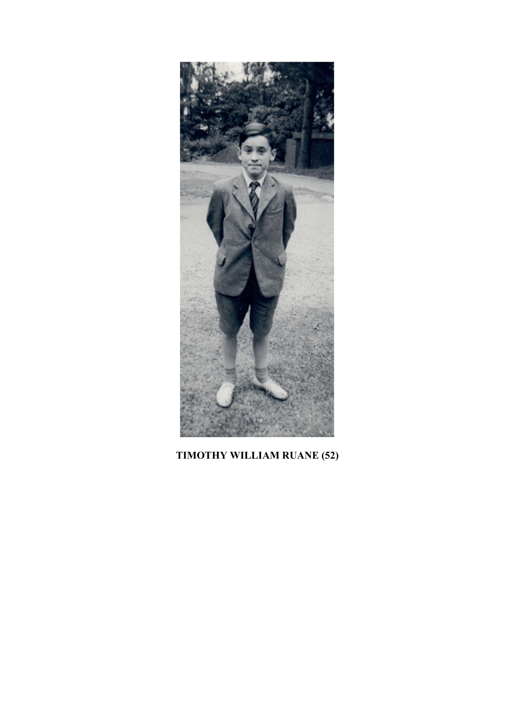**TIMOTHY WILLIAM RUANE (52)**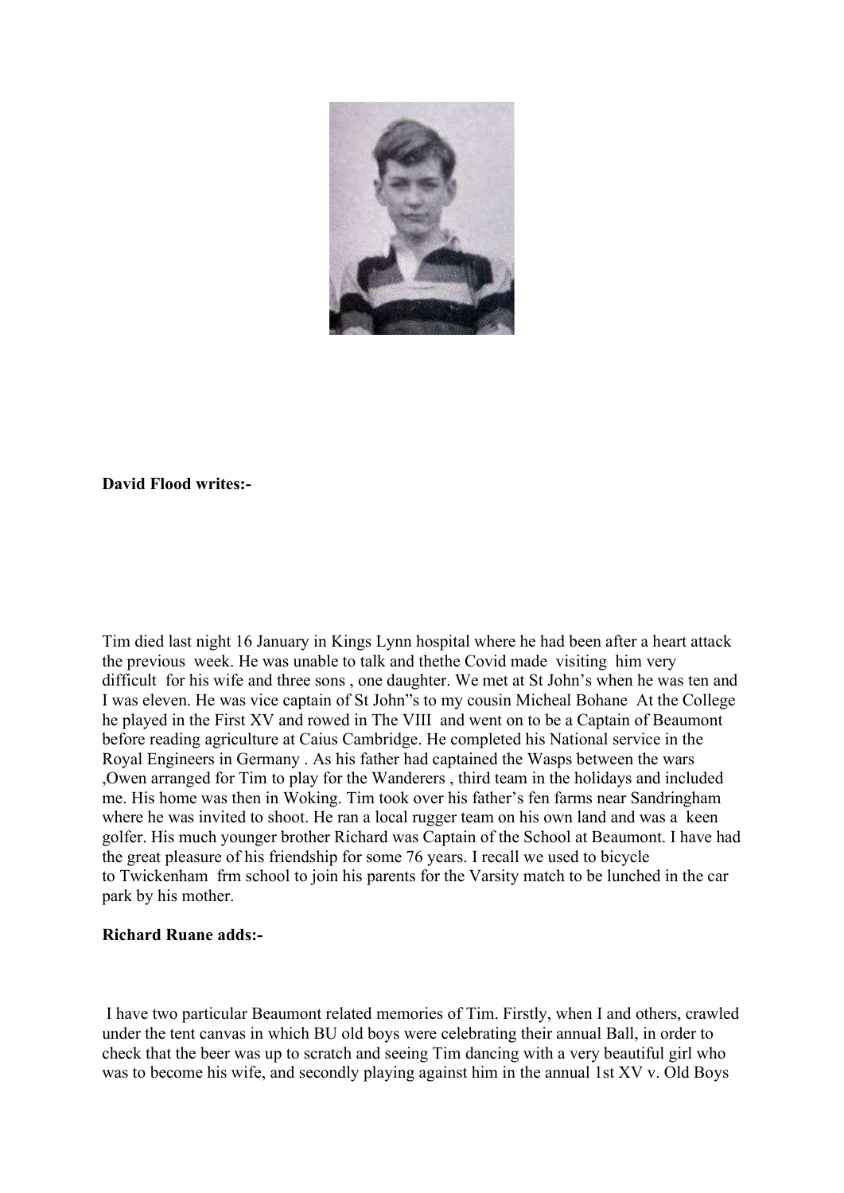**David Flood writes:-**

Tim died last night 16 January in Kings Lynn hospital where he had been after a heart attack the previous week. He was unable to talk and thethe Covid made visiting him very difficult for his wife and three sons , one daughter. We met at St John's when he was ten and I was eleven. He was vice captain of St John"s to my cousin Micheal Bohane At the College he played in the First XV and rowed in The VIII and went on to be a Captain of Beaumont before reading agriculture at Caius Cambridge. He completed his National service in the Royal Engineers in Germany . As his father had captained the Wasps between the wars ,Owen arranged for Tim to play for the Wanderers , third team in the holidays and included me. His home was then in Woking. Tim took over his father's fen farms near Sandringham where he was invited to shoot. He ran a local rugger team on his own land and was a keen golfer. His much younger brother Richard was Captain of the School at Beaumont. I have had the great pleasure of his friendship for some 76 years. I recall we used to bicycle to Twickenham frm school to join his parents for the Varsity match to be lunched in the car park by his mother.

**Richard Ruane adds:-**

I have two particular Beaumont related memories of Tim. Firstly, when I and others, crawled under the tent canvas in which BU old boys were celebrating their annual Ball, in order to check that the beer was up to scratch and seeing Tim dancing with a very beautiful girl who was to become his wife, and secondly playing against him in the annual 1st XV v. Old Boys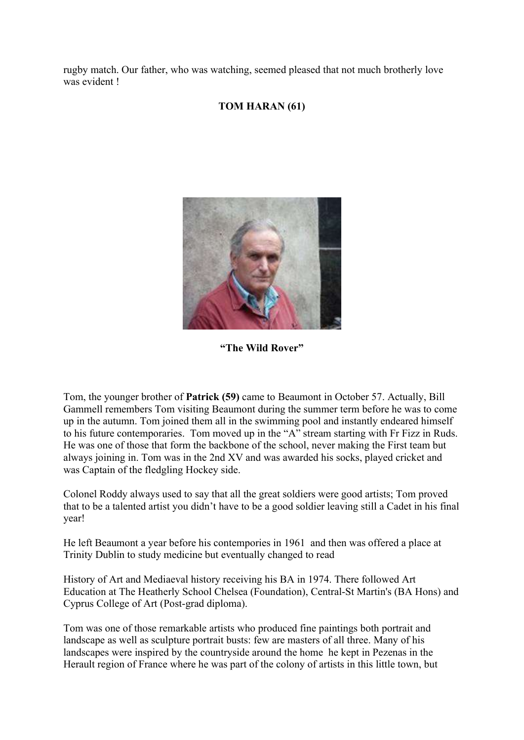rugby match. Our father, who was watching, seemed pleased that not much brotherly love was evident !

**TOM HARAN (61)**

**"The Wild Rover"**

Tom, the younger brother of **Patrick (59)** came to Beaumont in October 57. Actually, Bill Gammell remembers Tom visiting Beaumont during the summer term before he was to come up in the autumn. Tom joined them all in the swimming pool and instantly endeared himself to his future contemporaries. Tom moved up in the "A" stream starting with Fr Fizz in Ruds. He was one of those that form the backbone of the school, never making the First team but always joining in. Tom was in the 2nd XV and was awarded his socks, played cricket and was Captain of the fledgling Hockey side.

Colonel Roddy always used to say that all the great soldiers were good artists; Tom proved that to be a talented artist you didn't have to be a good soldier leaving still a Cadet in his final year!

He left Beaumont a year before his contempories in 1961 and then was offered a place at Trinity Dublin to study medicine but eventually changed to read

History of Art and Mediaeval history receiving his BA in 1974. There followed Art Education at The Heatherly School Chelsea (Foundation), Central-St Martin's (BA Hons) and Cyprus College of Art (Post-grad diploma).

Tom was one of those remarkable artists who produced fine paintings both portrait and landscape as well as sculpture portrait busts: few are masters of all three. Many of his landscapes were inspired by the countryside around the home he kept in Pezenas in the Herault region of France where he was part of the colony of artists in this little town, but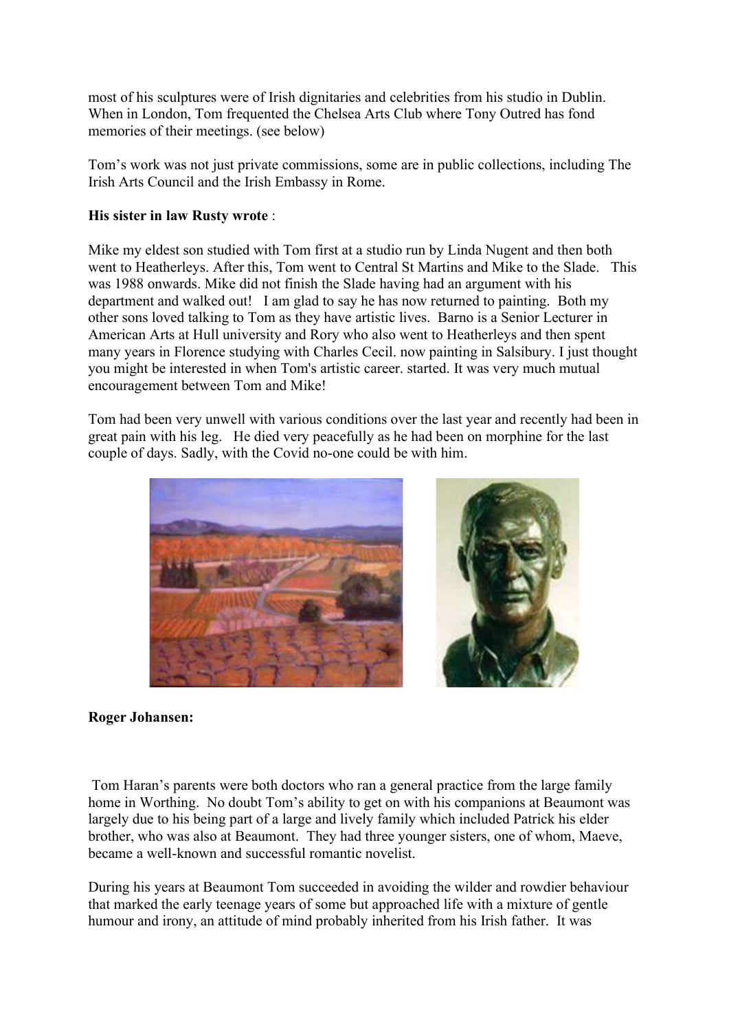most of his sculptures were of Irish dignitaries and celebrities from his studio in Dublin. When in London, Tom frequented the Chelsea Arts Club where Tony Outred has fond memories of their meetings. (see below)

Tom's work was not just private commissions, some are in public collections, including The Irish Arts Council and the Irish Embassy in Rome.

**His sister in law Rusty wrote** :

Mike my eldest son studied with Tom first at a studio run by Linda Nugent and then both went to Heatherleys. After this, Tom went to Central St Martins and Mike to the Slade. This was 1988 onwards. Mike did not finish the Slade having had an argument with his department and walked out! I am glad to say he has now returned to painting. Both my other sons loved talking to Tom as they have artistic lives. Barno is a Senior Lecturer in American Arts at Hull university and Rory who also went to Heatherleys and then spent many years in Florence studying with Charles Cecil. now painting in Salsibury. I just thought you might be interested in when Tom's artistic career. started. It was very much mutual encouragement between Tom and Mike!

Tom had been very unwell with various conditions over the last year and recently had been in great pain with his leg. He died very peacefully as he had been on morphine for the last couple of days. Sadly, with the Covid no-one could be with him.

**Roger Johansen:**

Tom Haran's parents were both doctors who ran a general practice from the large family home in Worthing. No doubt Tom's ability to get on with his companions at Beaumont was largely due to his being part of a large and lively family which included Patrick his elder brother, who was also at Beaumont. They had three younger sisters, one of whom, Maeve, became a well-known and successful romantic novelist.

During his years at Beaumont Tom succeeded in avoiding the wilder and rowdier behaviour that marked the early teenage years of some but approached life with a mixture of gentle humour and irony, an attitude of mind probably inherited from his Irish father. It was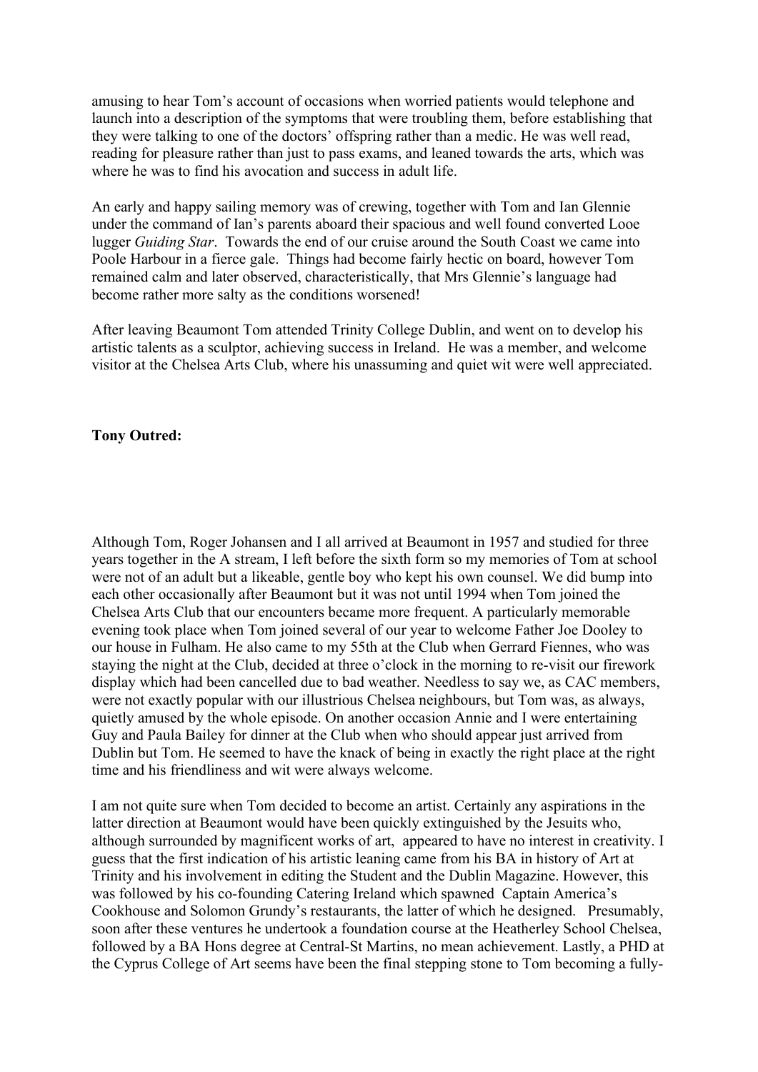amusing to hear Tom's account of occasions when worried patients would telephone and launch into a description of the symptoms that were troubling them, before establishing that they were talking to one of the doctors' offspring rather than a medic. He was well read, reading for pleasure rather than just to pass exams, and leaned towards the arts, which was where he was to find his avocation and success in adult life.

An early and happy sailing memory was of crewing, together with Tom and Ian Glennie under the command of Ian's parents aboard their spacious and well found converted Looe lugger *Guiding Star*. Towards the end of our cruise around the South Coast we came into Poole Harbour in a fierce gale. Things had become fairly hectic on board, however Tom remained calm and later observed, characteristically, that Mrs Glennie's language had become rather more salty as the conditions worsened!

After leaving Beaumont Tom attended Trinity College Dublin, and went on to develop his artistic talents as a sculptor, achieving success in Ireland. He was a member, and welcome visitor at the Chelsea Arts Club, where his unassuming and quiet wit were well appreciated.

**Tony Outred:**

Although Tom, Roger Johansen and I all arrived at Beaumont in 1957 and studied for three years together in the A stream, I left before the sixth form so my memories of Tom at school were not of an adult but a likeable, gentle boy who kept his own counsel. We did bump into each other occasionally after Beaumont but it was not until 1994 when Tom joined the Chelsea Arts Club that our encounters became more frequent. A particularly memorable evening took place when Tom joined several of our year to welcome Father Joe Dooley to our house in Fulham. He also came to my 55th at the Club when Gerrard Fiennes, who was staying the night at the Club, decided at three o'clock in the morning to re-visit our firework display which had been cancelled due to bad weather. Needless to say we, as CAC members, were not exactly popular with our illustrious Chelsea neighbours, but Tom was, as always, quietly amused by the whole episode. On another occasion Annie and I were entertaining Guy and Paula Bailey for dinner at the Club when who should appear just arrived from Dublin but Tom. He seemed to have the knack of being in exactly the right place at the right time and his friendliness and wit were always welcome.

I am not quite sure when Tom decided to become an artist. Certainly any aspirations in the latter direction at Beaumont would have been quickly extinguished by the Jesuits who, although surrounded by magnificent works of art, appeared to have no interest in creativity. I guess that the first indication of his artistic leaning came from his BA in history of Art at Trinity and his involvement in editing the Student and the Dublin Magazine. However, this was followed by his co-founding Catering Ireland which spawned Captain America's Cookhouse and Solomon Grundy's restaurants, the latter of which he designed. Presumably, soon after these ventures he undertook a foundation course at the Heatherley School Chelsea, followed by a BA Hons degree at Central-St Martins, no mean achievement. Lastly, a PHD at the Cyprus College of Art seems have been the final stepping stone to Tom becoming a fully-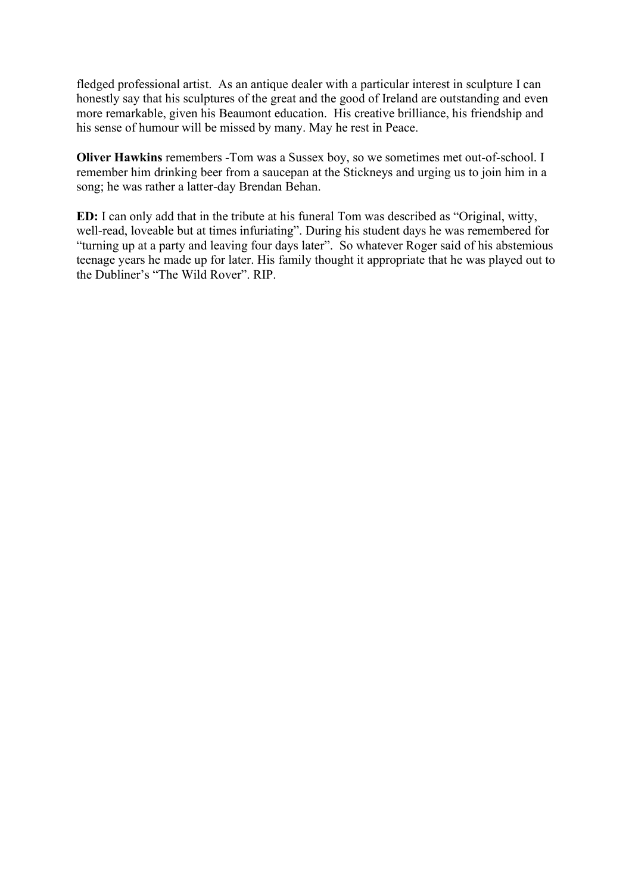fledged professional artist. As an antique dealer with a particular interest in sculpture I can honestly say that his sculptures of the great and the good of Ireland are outstanding and even more remarkable, given his Beaumont education. His creative brilliance, his friendship and his sense of humour will be missed by many. May he rest in Peace.

**Oliver Hawkins** remembers -Tom was a Sussex boy, so we sometimes met out-of-school. I remember him drinking beer from a saucepan at the Stickneys and urging us to join him in a song; he was rather a latter-day Brendan Behan.

**ED:** I can only add that in the tribute at his funeral Tom was described as "Original, witty, well-read, loveable but at times infuriating". During his student days he was remembered for "turning up at a party and leaving four days later". So whatever Roger said of his abstemious teenage years he made up for later. His family thought it appropriate that he was played out to the Dubliner's "The Wild Rover". RIP.